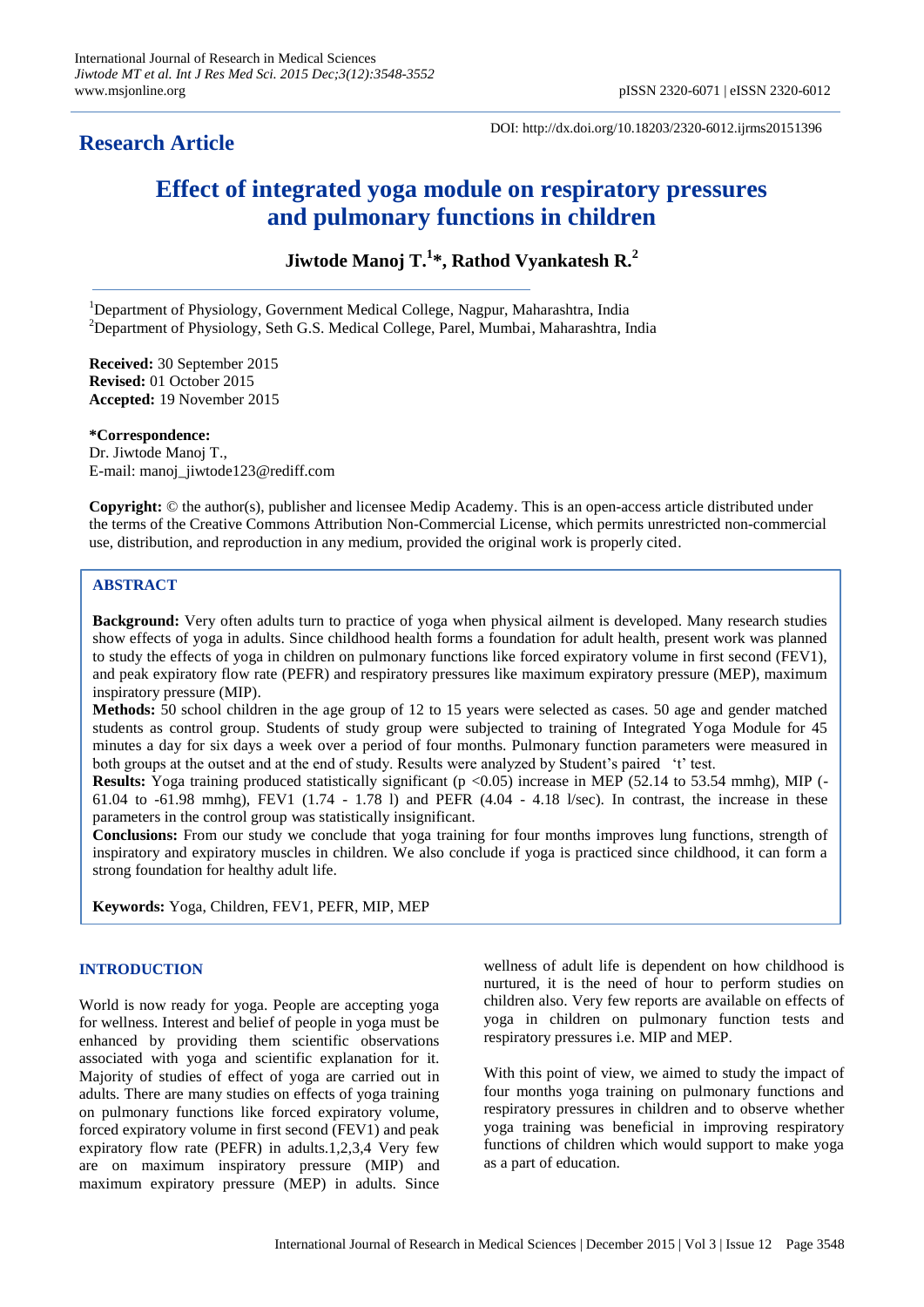**Research Article**

DOI: http://dx.doi.org/10.18203/2320-6012.ijrms20151396

# Effect of integrated yoga module on respiratory pressures and pulmonary functions in children

**Jiwtode Manoj T.[1]*, Rathod Vyankatesh R.[2]**

[1]Department of Physiology, Government Medical College, Nagpur, Maharashtra, India
[2]Department of Physiology, Seth G.S. Medical College, Parel, Mumbai, Maharashtra, India

**Received:** 30 September 2015
**Revised:** 01 October 2015
**Accepted:** 19 November 2015

***Correspondence:**
Dr. Jiwtode Manoj T.,
E-mail: manoj_jiwtode123@rediff.com

**Copyright:** © the author(s), publisher and licensee Medip Academy. This is an open-access article distributed under the terms of the Creative Commons Attribution Non-Commercial License, which permits unrestricted non-commercial use, distribution, and reproduction in any medium, provided the original work is properly cited.

## ABSTRACT

**Background:** Very often adults turn to practice of yoga when physical ailment is developed. Many research studies show effects of yoga in adults. Since childhood health forms a foundation for adult health, present work was planned to study the effects of yoga in children on pulmonary functions like forced expiratory volume in first second (FEV1), and peak expiratory flow rate (PEFR) and respiratory pressures like maximum expiratory pressure (MEP), maximum inspiratory pressure (MIP).

**Methods:** 50 school children in the age group of 12 to 15 years were selected as cases. 50 age and gender matched students as control group. Students of study group were subjected to training of Integrated Yoga Module for 45 minutes a day for six days a week over a period of four months. Pulmonary function parameters were measured in both groups at the outset and at the end of study. Results were analyzed by Student's paired 't' test.

**Results:** Yoga training produced statistically significant ($p < 0.05$) increase in MEP (52.14 to 53.54 mmhg), MIP (-61.04 to -61.98 mmhg), FEV1 (1.74 - 1.78 l) and PEFR (4.04 - 4.18 l/sec). In contrast, the increase in these parameters in the control group was statistically insignificant.

**Conclusions:** From our study we conclude that yoga training for four months improves lung functions, strength of inspiratory and expiratory muscles in children. We also conclude if yoga is practiced since childhood, it can form a strong foundation for healthy adult life.

**Keywords:** Yoga, Children, FEV1, PEFR, MIP, MEP

## INTRODUCTION

World is now ready for yoga. People are accepting yoga for wellness. Interest and belief of people in yoga must be enhanced by providing them scientific observations associated with yoga and scientific explanation for it. Majority of studies of effect of yoga are carried out in adults. There are many studies on effects of yoga training on pulmonary functions like forced expiratory volume, forced expiratory volume in first second (FEV1) and peak expiratory flow rate (PEFR) in adults.1,2,3,4 Very few are on maximum inspiratory pressure (MIP) and maximum expiratory pressure (MEP) in adults. Since wellness of adult life is dependent on how childhood is nurtured, it is the need of hour to perform studies on children also. Very few reports are available on effects of yoga in children on pulmonary function tests and respiratory pressures i.e. MIP and MEP.

With this point of view, we aimed to study the impact of four months yoga training on pulmonary functions and respiratory pressures in children and to observe whether yoga training was beneficial in improving respiratory functions of children which would support to make yoga as a part of education.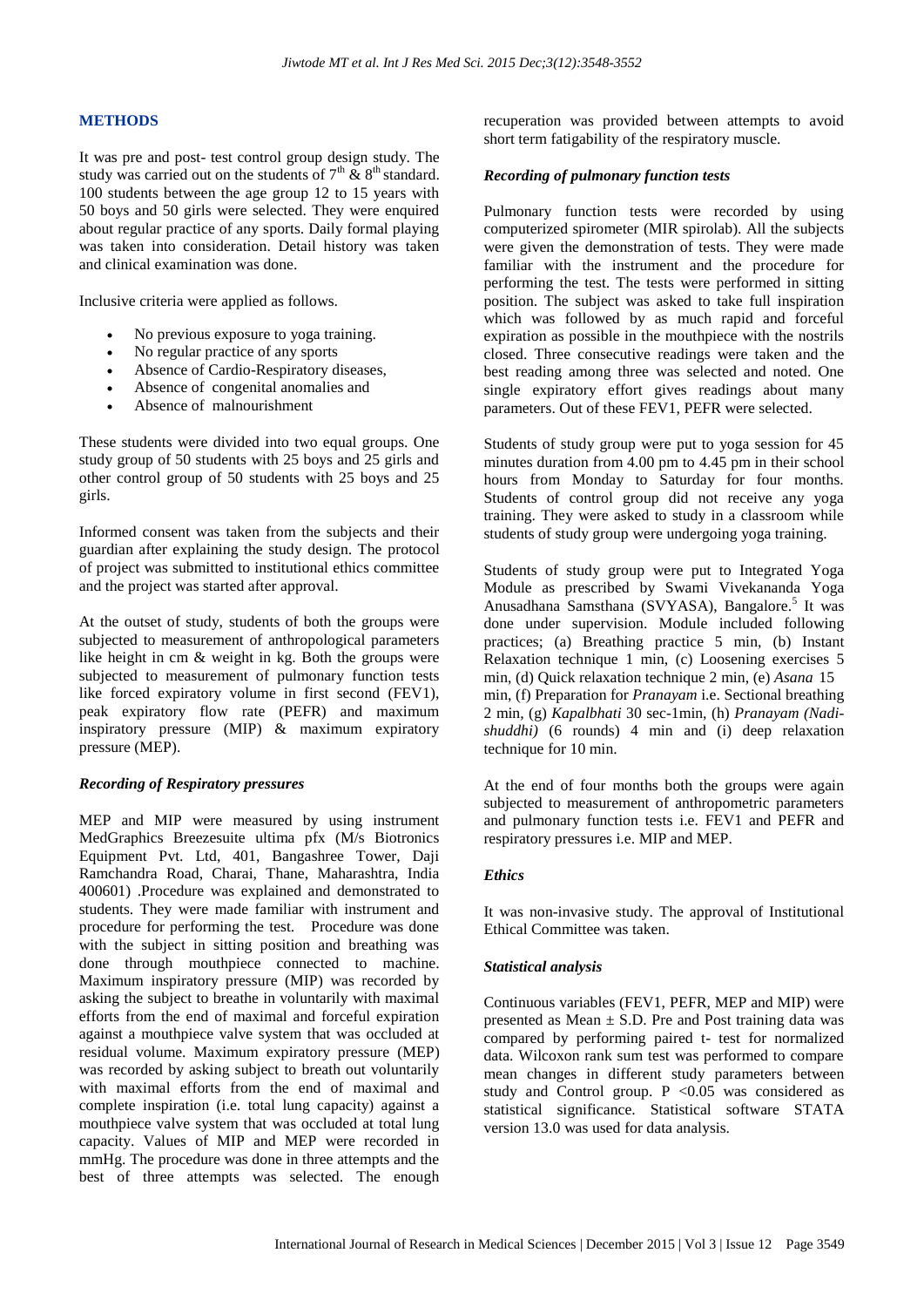## METHODS

It was pre and post- test control group design study. The study was carried out on the students of $7^{th}$ & $8^{th}$ standard. 100 students between the age group 12 to 15 years with 50 boys and 50 girls were selected. They were enquired about regular practice of any sports. Daily formal playing was taken into consideration. Detail history was taken and clinical examination was done.

Inclusive criteria were applied as follows.

- No previous exposure to yoga training.
- No regular practice of any sports
- Absence of Cardio-Respiratory diseases,
- Absence of congenital anomalies and
- Absence of malnourishment

These students were divided into two equal groups. One study group of 50 students with 25 boys and 25 girls and other control group of 50 students with 25 boys and 25 girls.

Informed consent was taken from the subjects and their guardian after explaining the study design. The protocol of project was submitted to institutional ethics committee and the project was started after approval.

At the outset of study, students of both the groups were subjected to measurement of anthropological parameters like height in cm & weight in kg. Both the groups were subjected to measurement of pulmonary function tests like forced expiratory volume in first second (FEV1), peak expiratory flow rate (PEFR) and maximum inspiratory pressure (MIP) & maximum expiratory pressure (MEP).

### *Recording of Respiratory pressures*

MEP and MIP were measured by using instrument MedGraphics Breezesuite ultima pfx (M/s Biotronics Equipment Pvt. Ltd, 401, Bangashree Tower, Daji Ramchandra Road, Charai, Thane, Maharashtra, India 400601) .Procedure was explained and demonstrated to students. They were made familiar with instrument and procedure for performing the test. Procedure was done with the subject in sitting position and breathing was done through mouthpiece connected to machine. Maximum inspiratory pressure (MIP) was recorded by asking the subject to breathe in voluntarily with maximal efforts from the end of maximal and forceful expiration against a mouthpiece valve system that was occluded at residual volume. Maximum expiratory pressure (MEP) was recorded by asking subject to breath out voluntarily with maximal efforts from the end of maximal and complete inspiration (i.e. total lung capacity) against a mouthpiece valve system that was occluded at total lung capacity. Values of MIP and MEP were recorded in mmHg. The procedure was done in three attempts and the best of three attempts was selected. The enough recuperation was provided between attempts to avoid short term fatigability of the respiratory muscle.

### *Recording of pulmonary function tests*

Pulmonary function tests were recorded by using computerized spirometer (MIR spirolab). All the subjects were given the demonstration of tests. They were made familiar with the instrument and the procedure for performing the test. The tests were performed in sitting position. The subject was asked to take full inspiration which was followed by as much rapid and forceful expiration as possible in the mouthpiece with the nostrils closed. Three consecutive readings were taken and the best reading among three was selected and noted. One single expiratory effort gives readings about many parameters. Out of these FEV1, PEFR were selected.

Students of study group were put to yoga session for 45 minutes duration from 4.00 pm to 4.45 pm in their school hours from Monday to Saturday for four months. Students of control group did not receive any yoga training. They were asked to study in a classroom while students of study group were undergoing yoga training.

Students of study group were put to Integrated Yoga Module as prescribed by Swami Vivekananda Yoga Anusadhana Samsthana (SVYASA), Bangalore.[5] It was done under supervision. Module included following practices; (a) Breathing practice 5 min, (b) Instant Relaxation technique 1 min, (c) Loosening exercises 5 min, (d) Quick relaxation technique 2 min, (e) *Asana* 15 min, (f) Preparation for *Pranayam* i.e. Sectional breathing 2 min, (g) *Kapalbhati* 30 sec-1min, (h) *Pranayam (Nadi-shuddhi)* (6 rounds) 4 min and (i) deep relaxation technique for 10 min.

At the end of four months both the groups were again subjected to measurement of anthropometric parameters and pulmonary function tests i.e. FEV1 and PEFR and respiratory pressures i.e. MIP and MEP.

### *Ethics*

It was non-invasive study. The approval of Institutional Ethical Committee was taken.

### *Statistical analysis*

Continuous variables (FEV1, PEFR, MEP and MIP) were presented as Mean ± S.D. Pre and Post training data was compared by performing paired t- test for normalized data. Wilcoxon rank sum test was performed to compare mean changes in different study parameters between study and Control group. $P < 0.05$ was considered as statistical significance. Statistical software STATA version 13.0 was used for data analysis.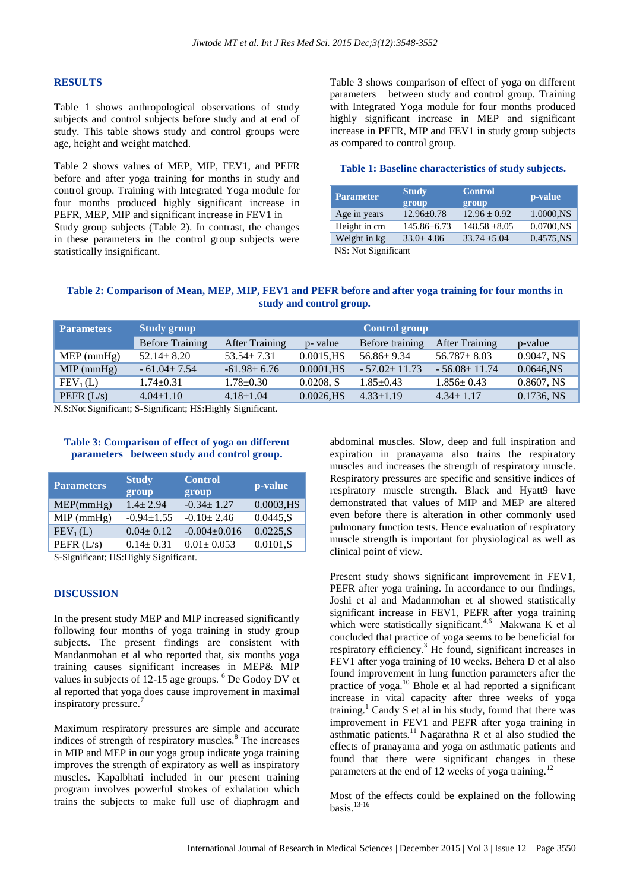## RESULTS

Table 1 shows anthropological observations of study subjects and control subjects before study and at end of study. This table shows study and control groups were age, height and weight matched.

Table 2 shows values of MEP, MIP, FEV1, and PEFR before and after yoga training for months in study and control group. Training with Integrated Yoga module for four months produced highly significant increase in PEFR, MEP, MIP and significant increase in FEV1 in Study group subjects (Table 2). In contrast, the changes in these parameters in the control group subjects were statistically insignificant.

Table 3 shows comparison of effect of yoga on different parameters between study and control group. Training with Integrated Yoga module for four months produced highly significant increase in MEP and significant increase in PEFR, MIP and FEV1 in study group subjects as compared to control group.

**Table 1: Baseline characteristics of study subjects.**

| Parameter | Study group | Control group | p-value |
|---|---|---|---|
| Age in years | 12.96±0.78 | 12.96 ± 0.92 | 1.0000,NS |
| Height in cm | 145.86±6.73 | 148.58 ±8.05 | 0.0700,NS |
| Weight in kg | 33.0± 4.86 | 33.74 ±5.04 | 0.4575,NS |

NS: Not Significant

**Table 2: Comparison of Mean, MEP, MIP, FEV1 and PEFR before and after yoga training for four months in study and control group.**

| Parameters | Study group | | | Control group | | |
|---|---|---|---|---|---|---|
| | Before Training | After Training | p- value | Before training | After Training | p-value |
| MEP (mmHg) | 52.14± 8.20 | 53.54± 7.31 | 0.0015,HS | 56.86± 9.34 | 56.787± 8.03 | 0.9047, NS |
| MIP (mmHg) | - 61.04± 7.54 | -61.98± 6.76 | 0.0001,HS | - 57.02± 11.73 | - 56.08± 11.74 | 0.0646,NS |
| $FEV_1$ (L) | 1.74±0.31 | 1.78±0.30 | 0.0208, S | 1.85±0.43 | 1.856± 0.43 | 0.8607, NS |
| PEFR (L/s) | 4.04±1.10 | 4.18±1.04 | 0.0026,HS | 4.33±1.19 | 4.34± 1.17 | 0.1736, NS |

N.S:Not Significant; S-Significant; HS:Highly Significant.

**Table 3: Comparison of effect of yoga on different parameters between study and control group.**

| Parameters | Study group | Control group | p-value |
|---|---|---|---|
| MEP(mmHg) | 1.4± 2.94 | -0.34± 1.27 | 0.0003,HS |
| MIP (mmHg) | -0.94±1.55 | -0.10± 2.46 | 0.0445,S |
| $FEV_1$ (L) | 0.04± 0.12 | -0.004±0.016 | 0.0225,S |
| PEFR (L/s) | 0.14± 0.31 | 0.01± 0.053 | 0.0101,S |

S-Significant; HS:Highly Significant.

## DISCUSSION

In the present study MEP and MIP increased significantly following four months of yoga training in study group subjects. The present findings are consistent with Mandanmohan et al who reported that, six months yoga training causes significant increases in MEP& MIP values in subjects of 12-15 age groups.[6] De Godoy DV et al reported that yoga does cause improvement in maximal inspiratory pressure.[7]

Maximum respiratory pressures are simple and accurate indices of strength of respiratory muscles.[8] The increases in MIP and MEP in our yoga group indicate yoga training improves the strength of expiratory as well as inspiratory muscles. Kapalbhati included in our present training program involves powerful strokes of exhalation which trains the subjects to make full use of diaphragm and abdominal muscles. Slow, deep and full inspiration and expiration in pranayama also trains the respiratory muscles and increases the strength of respiratory muscle. Respiratory pressures are specific and sensitive indices of respiratory muscle strength. Black and Hyatt9 have demonstrated that values of MIP and MEP are altered even before there is alteration in other commonly used pulmonary function tests. Hence evaluation of respiratory muscle strength is important for physiological as well as clinical point of view.

Present study shows significant improvement in FEV1, PEFR after yoga training. In accordance to our findings, Joshi et al and Madanmohan et al showed statistically significant increase in FEV1, PEFR after yoga training which were statistically significant.[4,6] Makwana K et al concluded that practice of yoga seems to be beneficial for respiratory efficiency.[3] He found, significant increases in FEV1 after yoga training of 10 weeks. Behera D et al also found improvement in lung function parameters after the practice of yoga.[10] Bhole et al had reported a significant increase in vital capacity after three weeks of yoga training.[1] Candy S et al in his study, found that there was improvement in FEV1 and PEFR after yoga training in asthmatic patients.[11] Nagarathna R et al also studied the effects of pranayama and yoga on asthmatic patients and found that there were significant changes in these parameters at the end of 12 weeks of yoga training.[12]

Most of the effects could be explained on the following basis.[13-16]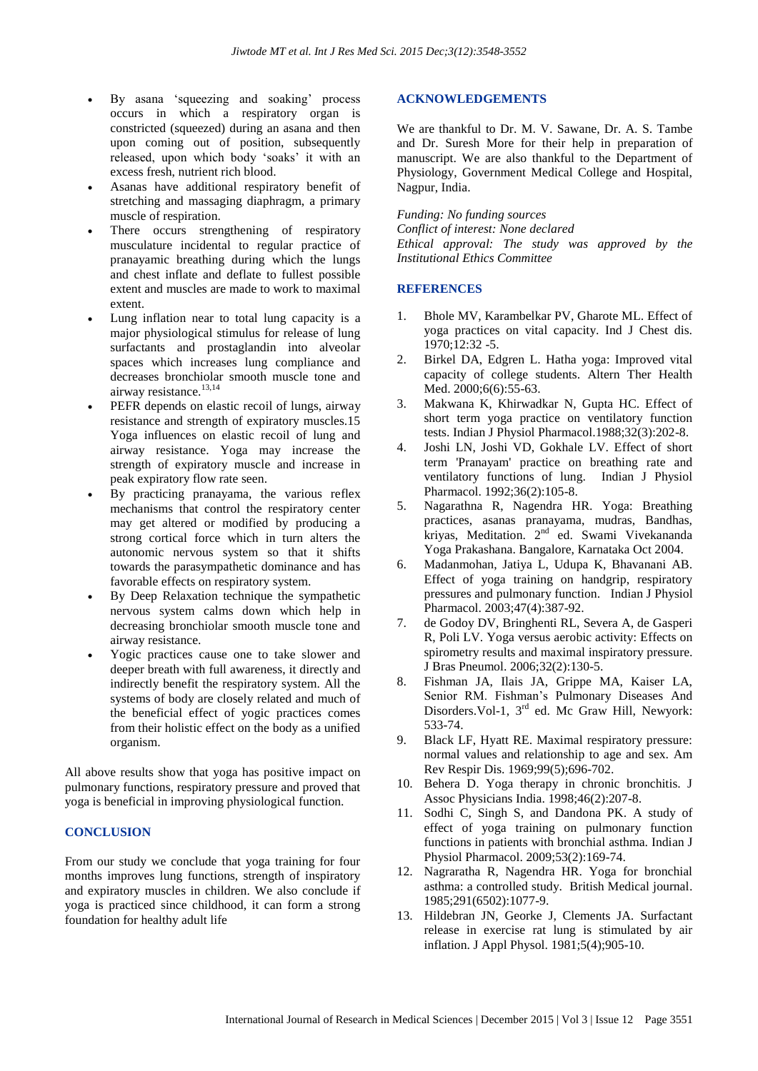- By asana 'squeezing and soaking' process occurs in which a respiratory organ is constricted (squeezed) during an asana and then upon coming out of position, subsequently released, upon which body 'soaks' it with an excess fresh, nutrient rich blood.
- Asanas have additional respiratory benefit of stretching and massaging diaphragm, a primary muscle of respiration.
- There occurs strengthening of respiratory musculature incidental to regular practice of pranayamic breathing during which the lungs and chest inflate and deflate to fullest possible extent and muscles are made to work to maximal extent.
- Lung inflation near to total lung capacity is a major physiological stimulus for release of lung surfactants and prostaglandin into alveolar spaces which increases lung compliance and decreases bronchiolar smooth muscle tone and airway resistance.[13,14]
- PEFR depends on elastic recoil of lungs, airway resistance and strength of expiratory muscles.15 Yoga influences on elastic recoil of lung and airway resistance. Yoga may increase the strength of expiratory muscle and increase in peak expiratory flow rate seen.
- By practicing pranayama, the various reflex mechanisms that control the respiratory center may get altered or modified by producing a strong cortical force which in turn alters the autonomic nervous system so that it shifts towards the parasympathetic dominance and has favorable effects on respiratory system.
- By Deep Relaxation technique the sympathetic nervous system calms down which help in decreasing bronchiolar smooth muscle tone and airway resistance.
- Yogic practices cause one to take slower and deeper breath with full awareness, it directly and indirectly benefit the respiratory system. All the systems of body are closely related and much of the beneficial effect of yogic practices comes from their holistic effect on the body as a unified organism.

All above results show that yoga has positive impact on pulmonary functions, respiratory pressure and proved that yoga is beneficial in improving physiological function.

## CONCLUSION

From our study we conclude that yoga training for four months improves lung functions, strength of inspiratory and expiratory muscles in children. We also conclude if yoga is practiced since childhood, it can form a strong foundation for healthy adult life

## ACKNOWLEDGEMENTS

We are thankful to Dr. M. V. Sawane, Dr. A. S. Tambe and Dr. Suresh More for their help in preparation of manuscript. We are also thankful to the Department of Physiology, Government Medical College and Hospital, Nagpur, India.

*Funding: No funding sources*
*Conflict of interest: None declared*
*Ethical approval: The study was approved by the Institutional Ethics Committee*

## REFERENCES

1. Bhole MV, Karambelkar PV, Gharote ML. Effect of yoga practices on vital capacity. Ind J Chest dis. 1970;12:32 -5.
2. Birkel DA, Edgren L. Hatha yoga: Improved vital capacity of college students. Altern Ther Health Med. 2000;6(6):55-63.
3. Makwana K, Khirwadkar N, Gupta HC. Effect of short term yoga practice on ventilatory function tests. Indian J Physiol Pharmacol.1988;32(3):202-8.
4. Joshi LN, Joshi VD, Gokhale LV. Effect of short term 'Pranayam' practice on breathing rate and ventilatory functions of lung. Indian J Physiol Pharmacol. 1992;36(2):105-8.
5. Nagarathna R, Nagendra HR. Yoga: Breathing practices, asanas pranayama, mudras, Bandhas, kriyas, Meditation. 2nd ed. Swami Vivekananda Yoga Prakashana. Bangalore, Karnataka Oct 2004.
6. Madanmohan, Jatiya L, Udupa K, Bhavanani AB. Effect of yoga training on handgrip, respiratory pressures and pulmonary function. Indian J Physiol Pharmacol. 2003;47(4):387-92.
7. de Godoy DV, Bringhenti RL, Severa A, de Gasperi R, Poli LV. Yoga versus aerobic activity: Effects on spirometry results and maximal inspiratory pressure. J Bras Pneumol. 2006;32(2):130-5.
8. Fishman JA, Ilais JA, Grippe MA, Kaiser LA, Senior RM. Fishman's Pulmonary Diseases And Disorders.Vol-1, 3rd ed. Mc Graw Hill, Newyork: 533-74.
9. Black LF, Hyatt RE. Maximal respiratory pressure: normal values and relationship to age and sex. Am Rev Respir Dis. 1969;99(5);696-702.
10. Behera D. Yoga therapy in chronic bronchitis. J Assoc Physicians India. 1998;46(2):207-8.
11. Sodhi C, Singh S, and Dandona PK. A study of effect of yoga training on pulmonary function functions in patients with bronchial asthma. Indian J Physiol Pharmacol. 2009;53(2):169-74.
12. Nagraratha R, Nagendra HR. Yoga for bronchial asthma: a controlled study. British Medical journal. 1985;291(6502):1077-9.
13. Hildebran JN, Georke J, Clements JA. Surfactant release in exercise rat lung is stimulated by air inflation. J Appl Physol. 1981;5(4);905-10.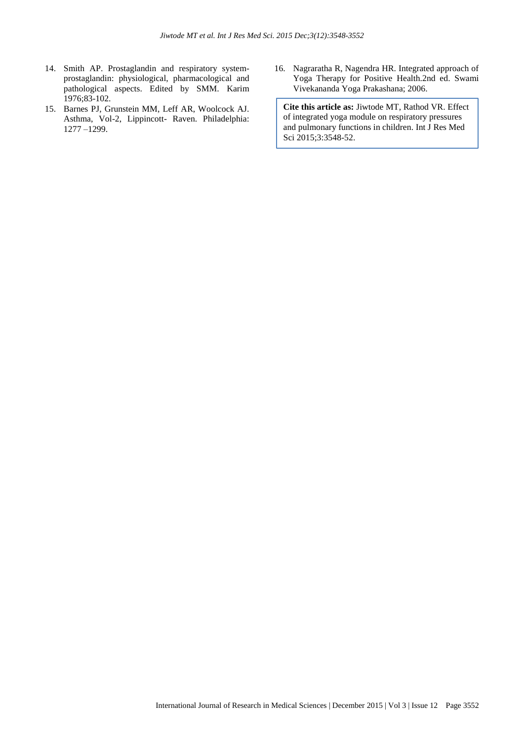14. Smith AP. Prostaglandin and respiratory system-prostaglandin: physiological, pharmacological and pathological aspects. Edited by SMM. Karim 1976;83-102.
15. Barnes PJ, Grunstein MM, Leff AR, Woolcock AJ. Asthma, Vol-2, Lippincott- Raven. Philadelphia: 1277 –1299.
16. Nagraratha R, Nagendra HR. Integrated approach of Yoga Therapy for Positive Health.2nd ed. Swami Vivekananda Yoga Prakashana; 2006.

**Cite this article as:** Jiwtode MT, Rathod VR. Effect of integrated yoga module on respiratory pressures and pulmonary functions in children. Int J Res Med Sci 2015;3:3548-52.